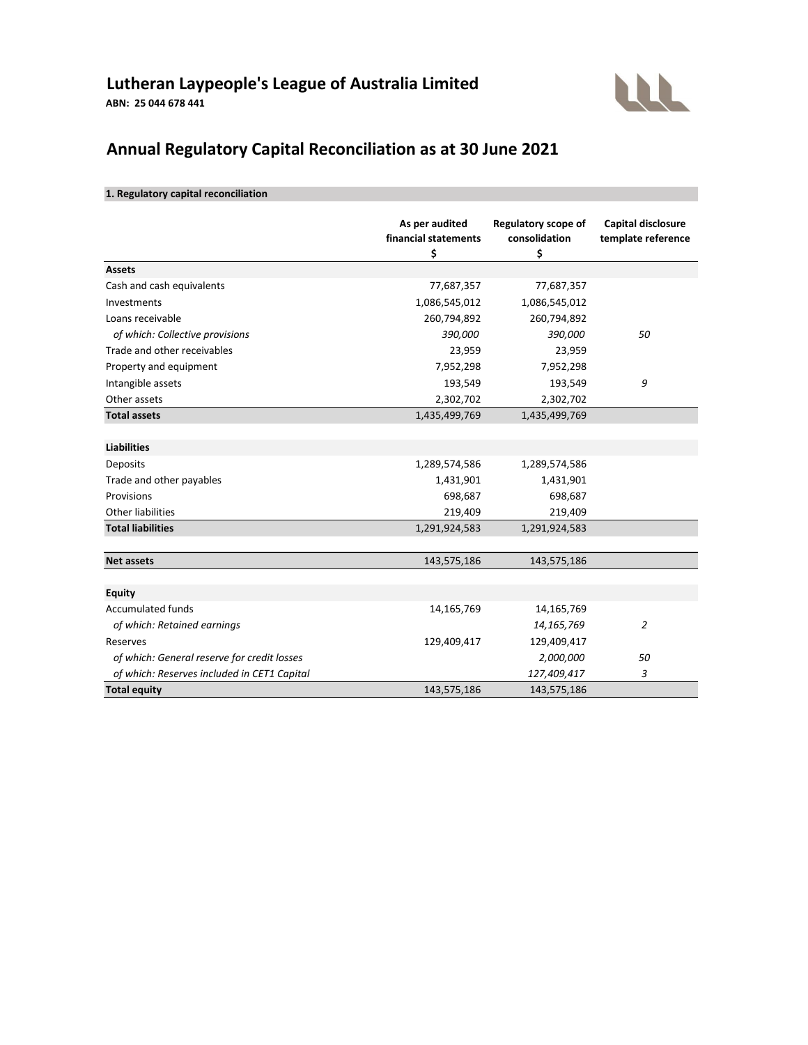## Lutheran Laypeople's League of Australia Limited

**ABN: 25 044 678 441**

# Annual Regulatory Capital Reconciliation as at 30 June 2021

**1. Regulatory capital reconciliation**

| | As per audited financial statements $ | Regulatory scope of consolidation $ | Capital disclosure template reference |
|---|---|---|---|
| **Assets** | | | |
| Cash and cash equivalents | 77,687,357 | 77,687,357 | |
| Investments | 1,086,545,012 | 1,086,545,012 | |
| Loans receivable | 260,794,892 | 260,794,892 | |
| *of which: Collective provisions* | *390,000* | *390,000* | *50* |
| Trade and other receivables | 23,959 | 23,959 | |
| Property and equipment | 7,952,298 | 7,952,298 | |
| Intangible assets | 193,549 | 193,549 | *9* |
| Other assets | 2,302,702 | 2,302,702 | |
| **Total assets** | 1,435,499,769 | 1,435,499,769 | |
| | | | |
| **Liabilities** | | | |
| Deposits | 1,289,574,586 | 1,289,574,586 | |
| Trade and other payables | 1,431,901 | 1,431,901 | |
| Provisions | 698,687 | 698,687 | |
| Other liabilities | 219,409 | 219,409 | |
| **Total liabilities** | 1,291,924,583 | 1,291,924,583 | |
| | | | |
| **Net assets** | 143,575,186 | 143,575,186 | |
| | | | |
| **Equity** | | | |
| Accumulated funds | 14,165,769 | 14,165,769 | |
| *of which: Retained earnings* | | *14,165,769* | *2* |
| Reserves | 129,409,417 | 129,409,417 | |
| *of which: General reserve for credit losses* | | *2,000,000* | *50* |
| *of which: Reserves included in CET1 Capital* | | *127,409,417* | *3* |
| **Total equity** | 143,575,186 | 143,575,186 | |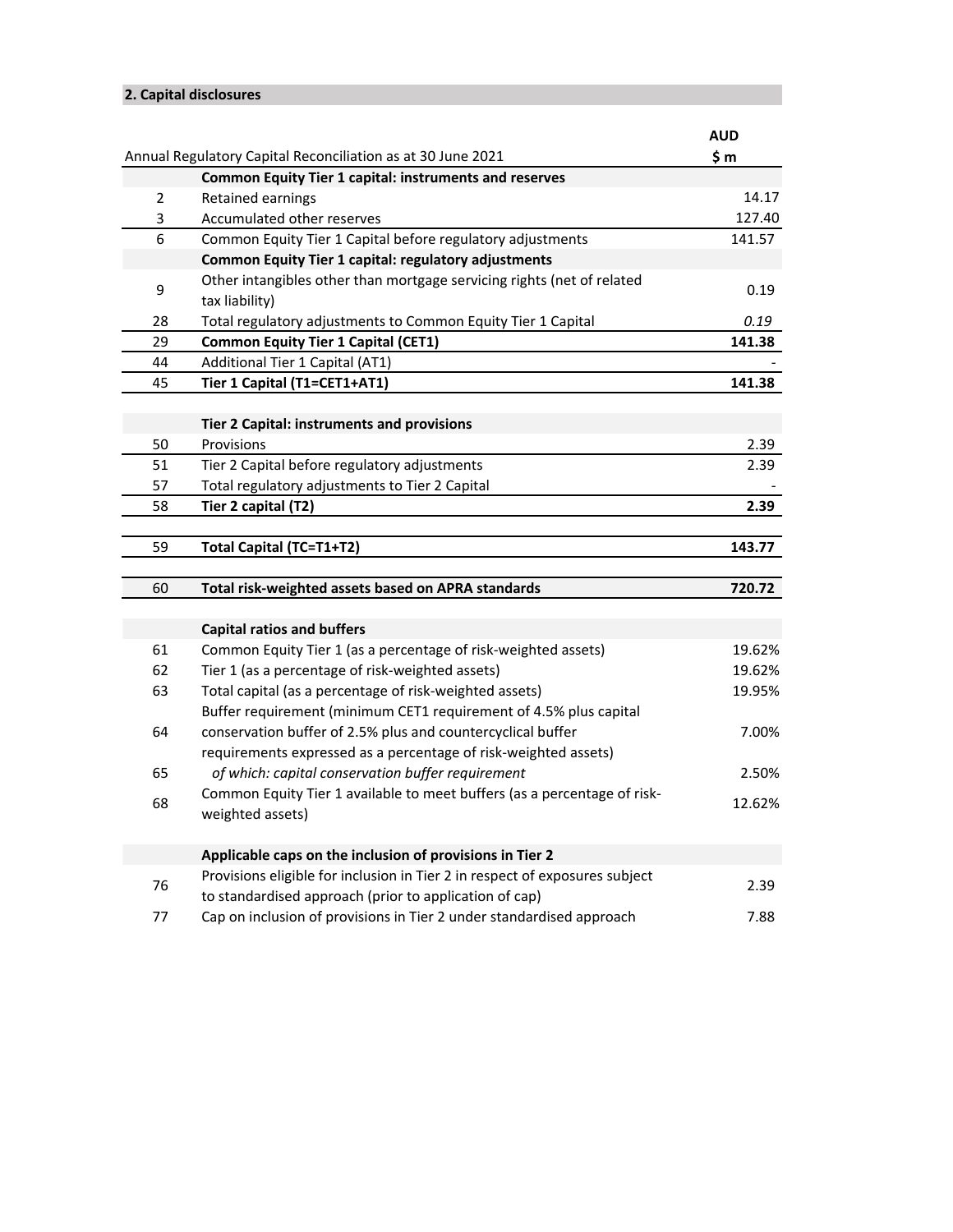## 2. Capital disclosures

| | Annual Regulatory Capital Reconciliation as at 30 June 2021 | AUD $ m |
|---|---|---|
| | **Common Equity Tier 1 capital: instruments and reserves** | |
| 2 | Retained earnings | 14.17 |
| 3 | Accumulated other reserves | 127.40 |
| 6 | Common Equity Tier 1 Capital before regulatory adjustments | 141.57 |
| | **Common Equity Tier 1 capital: regulatory adjustments** | |
| 9 | Other intangibles other than mortgage servicing rights (net of related tax liability) | 0.19 |
| 28 | Total regulatory adjustments to Common Equity Tier 1 Capital | *0.19* |
| 29 | **Common Equity Tier 1 Capital (CET1)** | **141.38** |
| 44 | Additional Tier 1 Capital (AT1) | - |
| 45 | **Tier 1 Capital (T1=CET1+AT1)** | **141.38** |
| | **Tier 2 Capital: instruments and provisions** | |
| 50 | Provisions | 2.39 |
| 51 | Tier 2 Capital before regulatory adjustments | 2.39 |
| 57 | Total regulatory adjustments to Tier 2 Capital | - |
| 58 | **Tier 2 capital (T2)** | **2.39** |
| 59 | **Total Capital (TC=T1+T2)** | **143.77** |
| 60 | **Total risk-weighted assets based on APRA standards** | **720.72** |
| | **Capital ratios and buffers** | |
| 61 | Common Equity Tier 1 (as a percentage of risk-weighted assets) | 19.62% |
| 62 | Tier 1 (as a percentage of risk-weighted assets) | 19.62% |
| 63 | Total capital (as a percentage of risk-weighted assets) | 19.95% |
| 64 | Buffer requirement (minimum CET1 requirement of 4.5% plus capital conservation buffer of 2.5% plus and countercyclical buffer requirements expressed as a percentage of risk-weighted assets) | 7.00% |
| 65 | *of which: capital conservation buffer requirement* | 2.50% |
| 68 | Common Equity Tier 1 available to meet buffers (as a percentage of risk-weighted assets) | 12.62% |
| | **Applicable caps on the inclusion of provisions in Tier 2** | |
| 76 | Provisions eligible for inclusion in Tier 2 in respect of exposures subject to standardised approach (prior to application of cap) | 2.39 |
| 77 | Cap on inclusion of provisions in Tier 2 under standardised approach | 7.88 |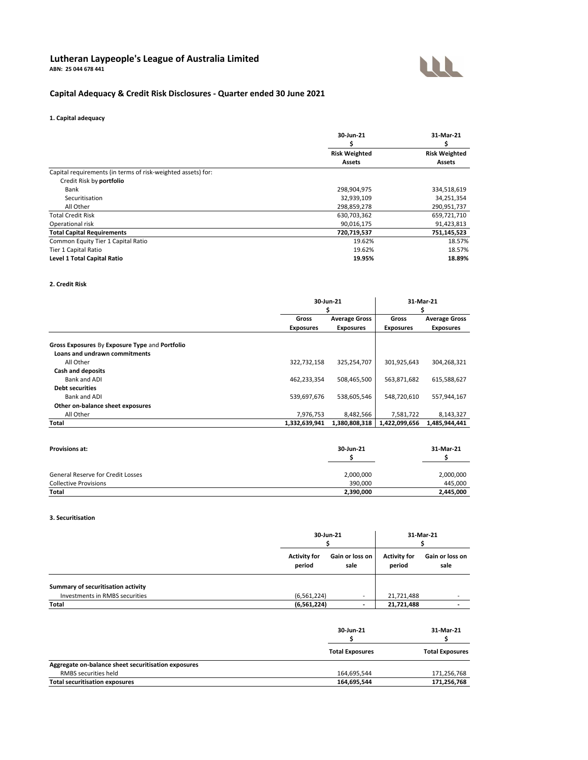# Lutheran Laypeople's League of Australia Limited

**ABN: 25 044 678 441**

## Capital Adequacy & Credit Risk Disclosures - Quarter ended 30 June 2021

### 1. Capital adequacy

| | 30-Jun-21<br>$<br>Risk Weighted Assets | 31-Mar-21<br>$<br>Risk Weighted Assets |
|---|---|---|
| Capital requirements (in terms of risk-weighted assets) for: | | |
| Credit Risk by **portfolio** | | |
| Bank | 298,904,975 | 334,518,619 |
| Securitisation | 32,939,109 | 34,251,354 |
| All Other | 298,859,278 | 290,951,737 |
| Total Credit Risk | 630,703,362 | 659,721,710 |
| Operational risk | 90,016,175 | 91,423,813 |
| **Total Capital Requirements** | **720,719,537** | **751,145,523** |
| Common Equity Tier 1 Capital Ratio | 19.62% | 18.57% |
| Tier 1 Capital Ratio | 19.62% | 18.57% |
| **Level 1 Total Capital Ratio** | **19.95%** | **18.89%** |

### 2. Credit Risk

| | 30-Jun-21<br>$ | | 31-Mar-21<br>$ | |
|---|---|---|---|---|
| | Gross Exposures | Average Gross Exposures | Gross Exposures | Average Gross Exposures |
| **Gross Exposures** By **Exposure Type** and **Portfolio** | | | | |
| **Loans and undrawn commitments** | | | | |
| All Other | 322,732,158 | 325,254,707 | 301,925,643 | 304,268,321 |
| **Cash and deposits** | | | | |
| Bank and ADI | 462,233,354 | 508,465,500 | 563,871,682 | 615,588,627 |
| **Debt securities** | | | | |
| Bank and ADI | 539,697,676 | 538,605,546 | 548,720,610 | 557,944,167 |
| **Other on-balance sheet exposures** | | | | |
| All Other | 7,976,753 | 8,482,566 | 7,581,722 | 8,143,327 |
| **Total** | **1,332,639,941** | **1,380,808,318** | **1,422,099,656** | **1,485,944,441** |

| **Provisions at:** | 30-Jun-21<br>$ | 31-Mar-21<br>$ |
|---|---|---|
| General Reserve for Credit Losses | 2,000,000 | 2,000,000 |
| Collective Provisions | 390,000 | 445,000 |
| **Total** | **2,390,000** | **2,445,000** |

### 3. Securitisation

| | 30-Jun-21<br>$ | | 31-Mar-21<br>$ | |
|---|---|---|---|---|
| | Activity for period | Gain or loss on sale | Activity for period | Gain or loss on sale |
| **Summary of securitisation activity** | | | | |
| Investments in RMBS securities | (6,561,224) | - | 21,721,488 | - |
| **Total** | **(6,561,224)** | **-** | **21,721,488** | **-** |

| | 30-Jun-21<br>$<br>Total Exposures | 31-Mar-21<br>$<br>Total Exposures |
|---|---|---|
| **Aggregate on-balance sheet securitisation exposures** | | |
| RMBS securities held | 164,695,544 | 171,256,768 |
| **Total securitisation exposures** | **164,695,544** | **171,256,768** |